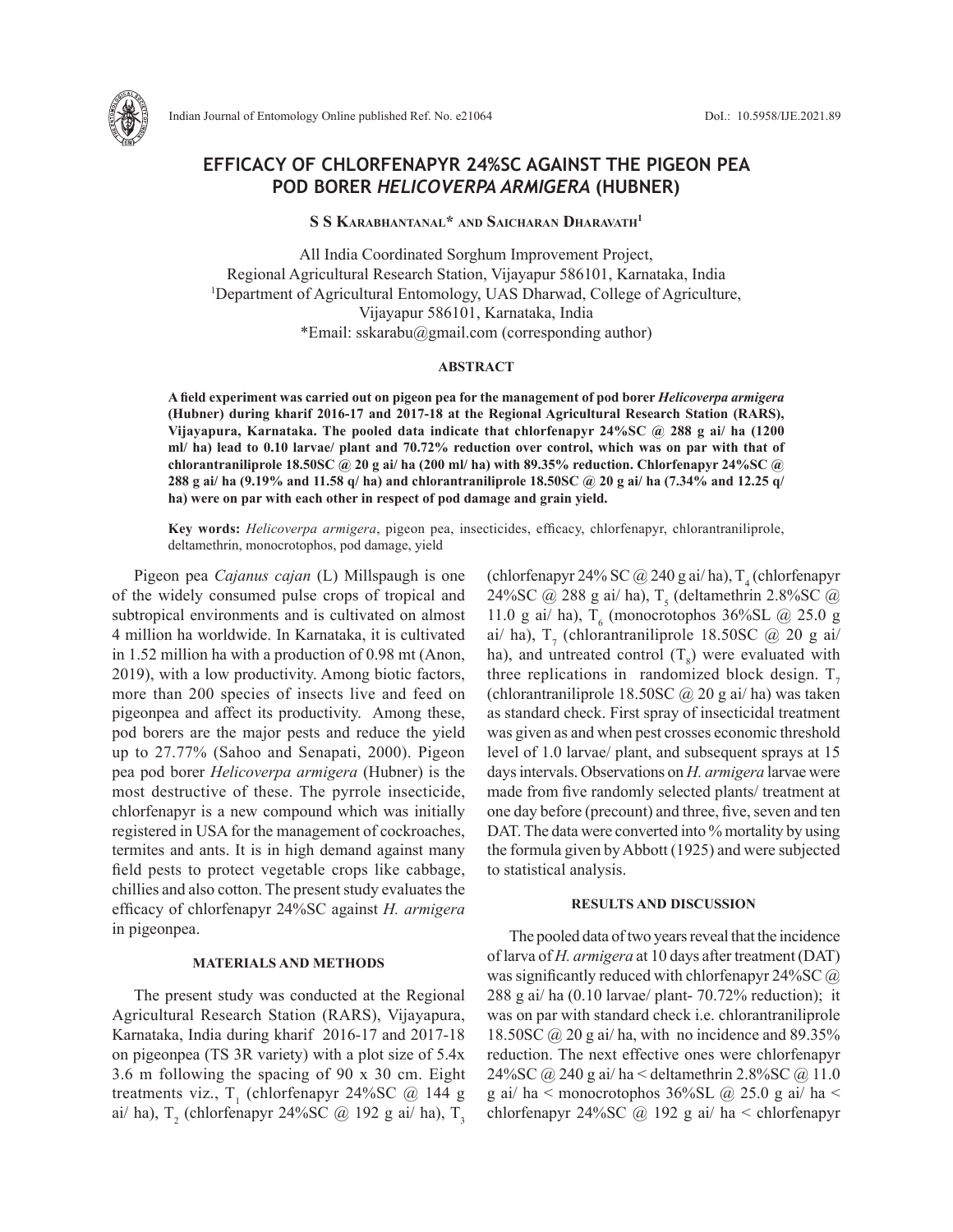# EFFICACY OF CHLORFENAPYR 24%SC AGAINST THE PIGEON PEA POD BORER *HELICOVERPA ARMIGERA* (HUBNER)

**S S Karabhantanal\* and Saicharan Dharavath[1]**

All India Coordinated Sorghum Improvement Project,
Regional Agricultural Research Station, Vijayapur 586101, Karnataka, India
[1]Department of Agricultural Entomology, UAS Dharwad, College of Agriculture,
Vijayapur 586101, Karnataka, India
\*Email: sskarabu@gmail.com (corresponding author)

## ABSTRACT

**A field experiment was carried out on pigeon pea for the management of pod borer *Helicoverpa armigera* (Hubner) during kharif 2016-17 and 2017-18 at the Regional Agricultural Research Station (RARS), Vijayapura, Karnataka. The pooled data indicate that chlorfenapyr 24%SC @ 288 g ai/ ha (1200 ml/ ha) lead to 0.10 larvae/ plant and 70.72% reduction over control, which was on par with that of chlorantraniliprole 18.50SC @ 20 g ai/ ha (200 ml/ ha) with 89.35% reduction. Chlorfenapyr 24%SC @ 288 g ai/ ha (9.19% and 11.58 q/ ha) and chlorantraniliprole 18.50SC @ 20 g ai/ ha (7.34% and 12.25 q/ ha) were on par with each other in respect of pod damage and grain yield.**

**Key words:** *Helicoverpa armigera*, pigeon pea, insecticides, efficacy, chlorfenapyr, chlorantraniliprole, deltamethrin, monocrotophos, pod damage, yield

Pigeon pea *Cajanus cajan* (L) Millspaugh is one of the widely consumed pulse crops of tropical and subtropical environments and is cultivated on almost 4 million ha worldwide. In Karnataka, it is cultivated in 1.52 million ha with a production of 0.98 mt (Anon, 2019), with a low productivity. Among biotic factors, more than 200 species of insects live and feed on pigeonpea and affect its productivity. Among these, pod borers are the major pests and reduce the yield up to 27.77% (Sahoo and Senapati, 2000). Pigeon pea pod borer *Helicoverpa armigera* (Hubner) is the most destructive of these. The pyrrole insecticide, chlorfenapyr is a new compound which was initially registered in USA for the management of cockroaches, termites and ants. It is in high demand against many field pests to protect vegetable crops like cabbage, chillies and also cotton. The present study evaluates the efficacy of chlorfenapyr 24%SC against *H. armigera* in pigeonpea.

## MATERIALS AND METHODS

The present study was conducted at the Regional Agricultural Research Station (RARS), Vijayapura, Karnataka, India during kharif 2016-17 and 2017-18 on pigeonpea (TS 3R variety) with a plot size of 5.4x 3.6 m following the spacing of 90 x 30 cm. Eight treatments viz., $T_1$ (chlorfenapyr 24%SC @ 144 g ai/ ha), $T_2$ (chlorfenapyr 24%SC @ 192 g ai/ ha), $T_3$ (chlorfenapyr 24% SC @ 240 g ai/ ha), $T_4$ (chlorfenapyr 24%SC @ 288 g ai/ ha), $T_5$ (deltamethrin 2.8%SC @ 11.0 g ai/ ha), $T_6$ (monocrotophos 36%SL @ 25.0 g ai/ ha), $T_7$ (chlorantraniliprole 18.50SC @ 20 g ai/ ha), and untreated control ($T_8$) were evaluated with three replications in randomized block design. $T_7$ (chlorantraniliprole 18.50SC @ 20 g ai/ ha) was taken as standard check. First spray of insecticidal treatment was given as and when pest crosses economic threshold level of 1.0 larvae/ plant, and subsequent sprays at 15 days intervals. Observations on *H. armigera* larvae were made from five randomly selected plants/ treatment at one day before (precount) and three, five, seven and ten DAT. The data were converted into % mortality by using the formula given by Abbott (1925) and were subjected to statistical analysis.

## RESULTS AND DISCUSSION

The pooled data of two years reveal that the incidence of larva of *H. armigera* at 10 days after treatment (DAT) was significantly reduced with chlorfenapyr 24%SC @ 288 g ai/ ha (0.10 larvae/ plant- 70.72% reduction); it was on par with standard check i.e. chlorantraniliprole 18.50SC @ 20 g ai/ ha, with no incidence and 89.35% reduction. The next effective ones were chlorfenapyr 24%SC @ 240 g ai/ ha < deltamethrin 2.8%SC @ 11.0 g ai/ ha < monocrotophos 36%SL @ 25.0 g ai/ ha < chlorfenapyr 24%SC @ 192 g ai/ ha < chlorfenapyr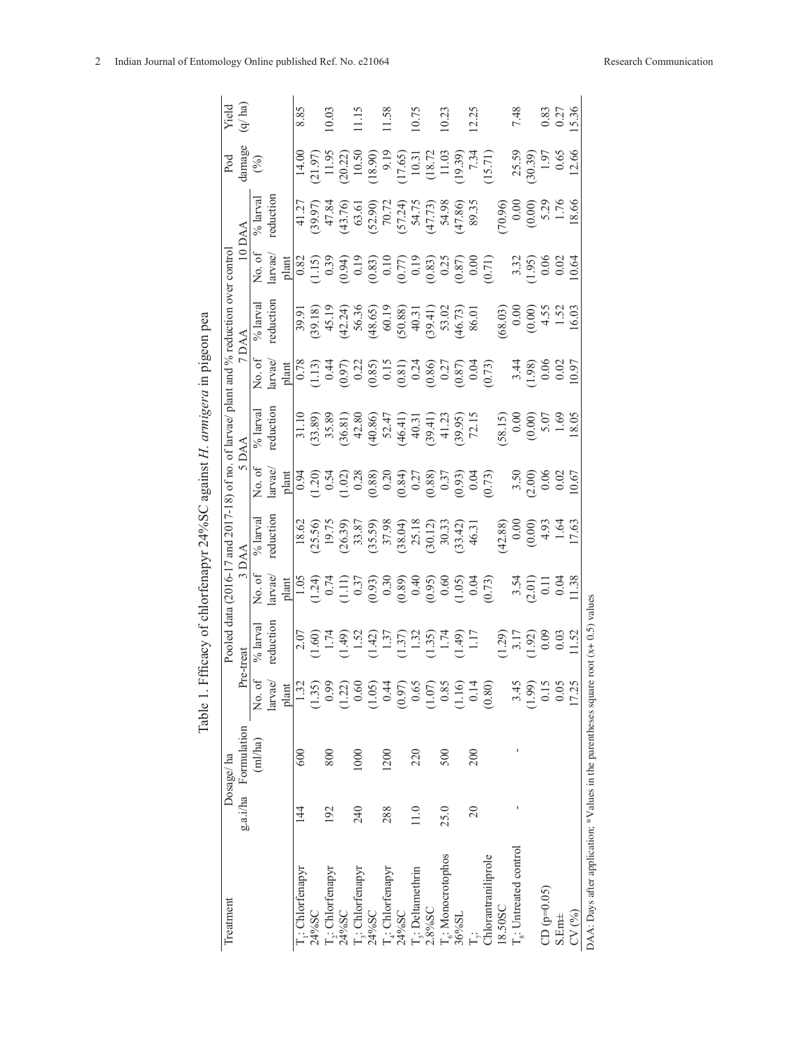Table 1. Efficacy of chlorfenapyr 24%SC against *H. armigera* in pigeon pea

| Treatment | Dosage/ ha | | Pooled data (2016-17 and 2017-18) of no. of larvae/ plant and % reduction over control | | | | | | | | | | Pod damage (%) | Yield (q/ ha) |
|---|---|---|---|---|---|---|---|---|---|---|---|---|---|---|
| | g.a.i/ha | Formulation (ml/ha) | Pre-treat | | 3 DAA | | 5 DAA | | 7 DAA | | 10 DAA | | | |
| | | | No. of larvae/ plant | % larval reduction | No. of larvae/ plant | % larval reduction | No. of larvae/ plant | % larval reduction | No. of larvae/ plant | % larval reduction | No. of larvae/ plant | % larval reduction | | |
| $T_1$: Chlorfenapyr 24%SC | 144 | 600 | 1.32 (1.35) | 2.07 (1.60) | 1.05 (1.24) | 18.62 (25.56) | 0.94 (1.20) | 31.10 (33.89) | 0.78 (1.13) | 39.91 (39.18) | 0.82 (1.15) | 41.27 (39.97) | 14.00 (21.97) | 8.85 |
| $T_2$: Chlorfenapyr 24%SC | 192 | 800 | 0.99 (1.22) | 1.74 (1.49) | 0.74 (1.11) | 19.75 (26.39) | 0.54 (1.02) | 35.89 (36.81) | 0.44 (0.97) | 45.19 (42.24) | 0.39 (0.94) | 47.84 (43.76) | 11.95 (20.22) | 10.03 |
| $T_3$: Chlorfenapyr 24%SC | 240 | 1000 | 0.60 (1.05) | 1.52 (1.42) | 0.37 (0.93) | 33.87 (35.59) | 0.28 (0.88) | 42.80 (40.86) | 0.22 (0.85) | 56.36 (48.65) | 0.19 (0.83) | 63.61 (52.90) | 10.50 (18.90) | 11.15 |
| $T_4$: Chlorfenapyr 24%SC | 288 | 1200 | 0.44 (0.97) | 1.37 (1.37) | 0.30 (0.89) | 37.98 (38.04) | 0.20 (0.84) | 52.47 (46.41) | 0.15 (0.81) | 60.19 (50.88) | 0.10 (0.77) | 70.72 (57.24) | 9.19 (17.65) | 11.58 |
| $T_5$: Deltamethrin 2.8%SC | 11.0 | 220 | 0.65 (1.07) | 1.32 (1.35) | 0.40 (0.95) | 25.18 (30.12) | 0.27 (0.88) | 40.31 (39.41) | 0.24 (0.86) | 40.31 (39.41) | 0.19 (0.83) | 54.75 (47.73) | 10.31 (18.72) | 10.75 |
| $T_6$: Monocrotophos 36%SL | 25.0 | 500 | 0.85 (1.16) | 1.74 (1.49) | 0.60 (1.05) | 30.33 (33.42) | 0.37 (0.93) | 41.23 (39.95) | 0.27 (0.87) | 53.02 (46.73) | 0.25 (0.87) | 54.98 (47.86) | 11.03 (19.39) | 10.23 |
| $T_7$: Chlorantraniliprole 18.50SC | 20 | 200 | 0.14 (0.80) | 1.17 (1.29) | 0.04 (0.73) | 46.31 (42.88) | 0.04 (0.73) | 72.15 (58.15) | 0.04 (0.73) | 86.01 (68.03) | 0.00 (0.71) | 89.35 (70.96) | 7.34 (15.71) | 12.25 |
| $T_8$: Untreated control | - | - | 3.45 (1.99) | 3.17 (1.92) | 3.54 (2.01) | 0.00 (0.00) | 3.50 (2.00) | 0.00 (0.00) | 3.44 (1.98) | 0.00 (0.00) | 3.32 (1.95) | 0.00 (0.00) | 25.59 (30.39) | 7.48 |
| CD (p=0.05) | | | 0.15 | 0.09 | 0.11 | 4.93 | 0.06 | 5.07 | 0.06 | 4.55 | 0.06 | 5.29 | 1.97 | 0.83 |
| S.Em± | | | 0.05 | 0.03 | 0.04 | 1.64 | 0.02 | 1.69 | 0.02 | 1.52 | 0.02 | 1.76 | 0.65 | 0.27 |
| CV (%) | | | 17.25 | 11.52 | 11.38 | 17.63 | 10.67 | 18.05 | 10.97 | 16.03 | 10.64 | 18.66 | 12.66 | 15.36 |

DAA: Days after application; *Values in the parentheses square root (x+ 0.5) values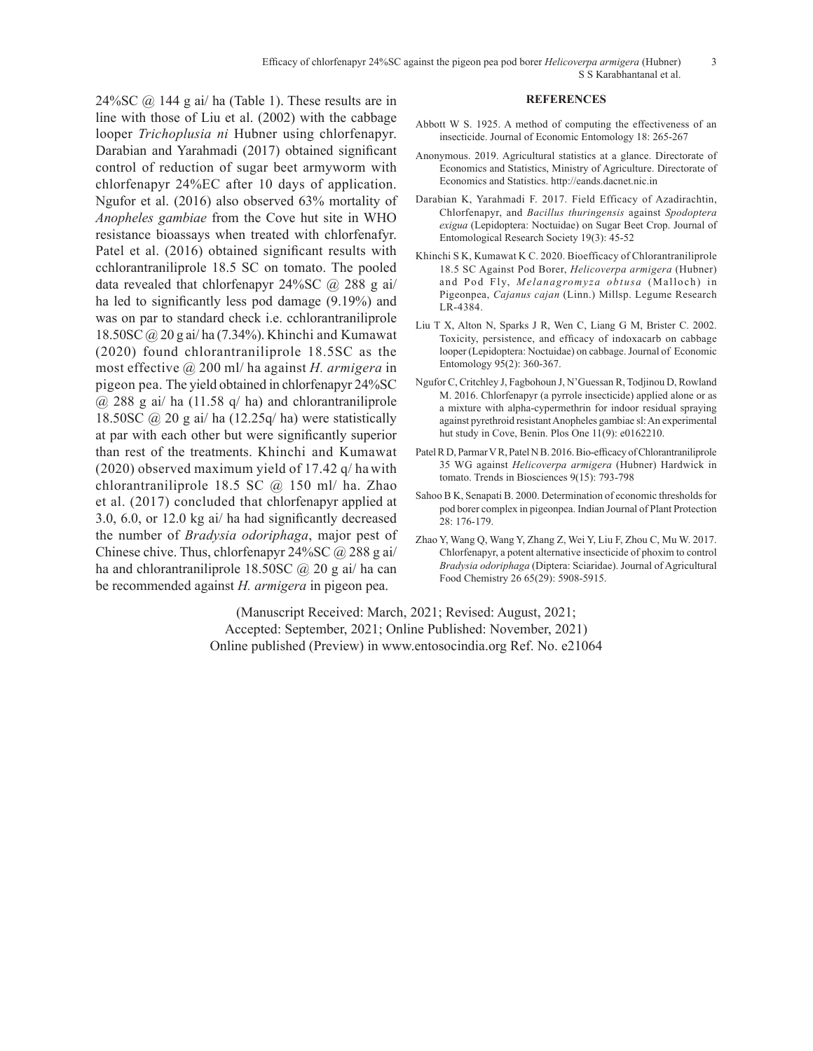24%SC @ 144 g ai/ ha (Table 1). These results are in line with those of Liu et al. (2002) with the cabbage looper *Trichoplusia ni* Hubner using chlorfenapyr. Darabian and Yarahmadi (2017) obtained significant control of reduction of sugar beet armyworm with chlorfenapyr 24%EC after 10 days of application. Ngufor et al. (2016) also observed 63% mortality of *Anopheles gambiae* from the Cove hut site in WHO resistance bioassays when treated with chlorfenafyr. Patel et al. (2016) obtained significant results with cchlorantraniliprole 18.5 SC on tomato. The pooled data revealed that chlorfenapyr 24%SC @ 288 g ai/ ha led to significantly less pod damage (9.19%) and was on par to standard check i.e. cchlorantraniliprole 18.50SC @ 20 g ai/ ha (7.34%). Khinchi and Kumawat (2020) found chlorantraniliprole 18.5SC as the most effective @ 200 ml/ ha against *H. armigera* in pigeon pea. The yield obtained in chlorfenapyr 24%SC @ 288 g ai/ ha (11.58 q/ ha) and chlorantraniliprole 18.50SC @ 20 g ai/ ha (12.25q/ ha) were statistically at par with each other but were significantly superior than rest of the treatments. Khinchi and Kumawat (2020) observed maximum yield of 17.42 q/ ha with chlorantraniliprole 18.5 SC @ 150 ml/ ha. Zhao et al. (2017) concluded that chlorfenapyr applied at 3.0, 6.0, or 12.0 kg ai/ ha had significantly decreased the number of *Bradysia odoriphaga*, major pest of Chinese chive. Thus, chlorfenapyr 24%SC @ 288 g ai/ ha and chlorantraniliprole 18.50SC @ 20 g ai/ ha can be recommended against *H. armigera* in pigeon pea.

## REFERENCES

Abbott W S. 1925. A method of computing the effectiveness of an insecticide. Journal of Economic Entomology 18: 265-267

Anonymous. 2019. Agricultural statistics at a glance. Directorate of Economics and Statistics, Ministry of Agriculture. Directorate of Economics and Statistics. http://eands.dacnet.nic.in

Darabian K, Yarahmadi F. 2017. Field Efficacy of Azadirachtin, Chlorfenapyr, and *Bacillus thuringensis* against *Spodoptera exigua* (Lepidoptera: Noctuidae) on Sugar Beet Crop. Journal of Entomological Research Society 19(3): 45-52

Khinchi S K, Kumawat K C. 2020. Bioefficacy of Chlorantraniliprole 18.5 SC Against Pod Borer, *Helicoverpa armigera* (Hubner) and Pod Fly, *Melanagromyza obtusa* (Malloch) in Pigeonpea, *Cajanus cajan* (Linn.) Millsp. Legume Research LR-4384.

Liu T X, Alton N, Sparks J R, Wen C, Liang G M, Brister C. 2002. Toxicity, persistence, and efficacy of indoxacarb on cabbage looper (Lepidoptera: Noctuidae) on cabbage. Journal of Economic Entomology 95(2): 360-367.

Ngufor C, Critchley J, Fagbohoun J, N'Guessan R, Todjinou D, Rowland M. 2016. Chlorfenapyr (a pyrrole insecticide) applied alone or as a mixture with alpha-cypermethrin for indoor residual spraying against pyrethroid resistant Anopheles gambiae sl: An experimental hut study in Cove, Benin. Plos One 11(9): e0162210.

Patel R D, Parmar V R, Patel N B. 2016. Bio-efficacy of Chlorantraniliprole 35 WG against *Helicoverpa armigera* (Hubner) Hardwick in tomato. Trends in Biosciences 9(15): 793-798

Sahoo B K, Senapati B. 2000. Determination of economic thresholds for pod borer complex in pigeonpea. Indian Journal of Plant Protection 28: 176-179.

Zhao Y, Wang Q, Wang Y, Zhang Z, Wei Y, Liu F, Zhou C, Mu W. 2017. Chlorfenapyr, a potent alternative insecticide of phoxim to control *Bradysia odoriphaga* (Diptera: Sciaridae). Journal of Agricultural Food Chemistry 26 65(29): 5908-5915.

(Manuscript Received: March, 2021; Revised: August, 2021;
Accepted: September, 2021; Online Published: November, 2021)
Online published (Preview) in www.entosocindia.org Ref. No. e21064